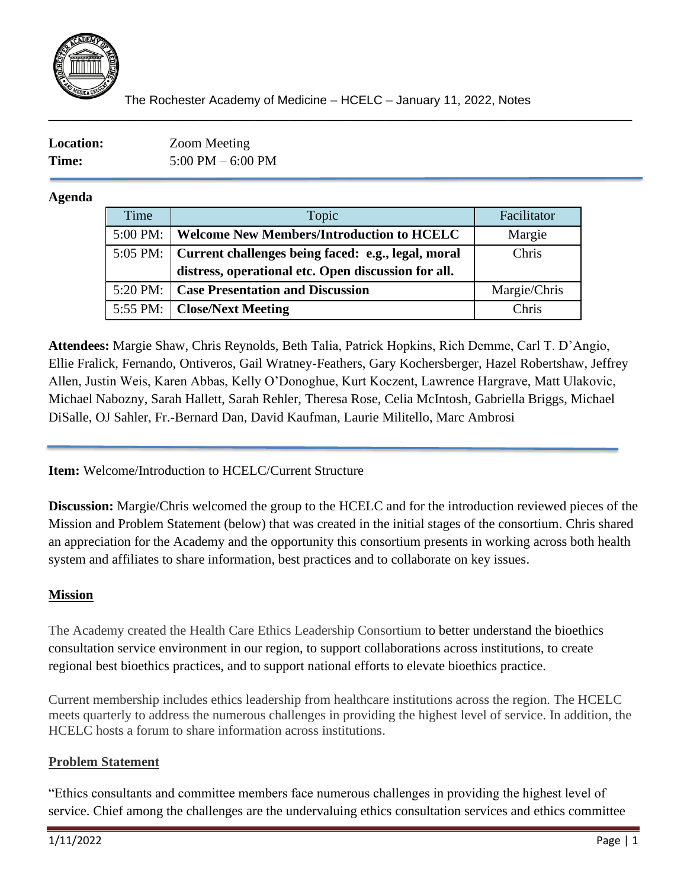The Rochester Academy of Medicine – HCELC – January 11, 2022, Notes

**Location:** Zoom Meeting
**Time:** 5:00 PM – 6:00 PM

**Agenda**

| Time | Topic | Facilitator |
|---|---|---|
| 5:00 PM: | **Welcome New Members/Introduction to HCELC** | Margie |
| 5:05 PM: | **Current challenges being faced: e.g., legal, moral distress, operational etc. Open discussion for all.** | Chris |
| 5:20 PM: | **Case Presentation and Discussion** | Margie/Chris |
| 5:55 PM: | **Close/Next Meeting** | Chris |

**Attendees:** Margie Shaw, Chris Reynolds, Beth Talia, Patrick Hopkins, Rich Demme, Carl T. D'Angio, Ellie Fralick, Fernando, Ontiveros, Gail Wratney-Feathers, Gary Kochersberger, Hazel Robertshaw, Jeffrey Allen, Justin Weis, Karen Abbas, Kelly O'Donoghue, Kurt Koczent, Lawrence Hargrave, Matt Ulakovic, Michael Nabozny, Sarah Hallett, Sarah Rehler, Theresa Rose, Celia McIntosh, Gabriella Briggs, Michael DiSalle, OJ Sahler, Fr.-Bernard Dan, David Kaufman, Laurie Militello, Marc Ambrosi

**Item:** Welcome/Introduction to HCELC/Current Structure

**Discussion:** Margie/Chris welcomed the group to the HCELC and for the introduction reviewed pieces of the Mission and Problem Statement (below) that was created in the initial stages of the consortium. Chris shared an appreciation for the Academy and the opportunity this consortium presents in working across both health system and affiliates to share information, best practices and to collaborate on key issues.

## Mission

The Academy created the Health Care Ethics Leadership Consortium to better understand the bioethics consultation service environment in our region, to support collaborations across institutions, to create regional best bioethics practices, and to support national efforts to elevate bioethics practice.

Current membership includes ethics leadership from healthcare institutions across the region. The HCELC meets quarterly to address the numerous challenges in providing the highest level of service. In addition, the HCELC hosts a forum to share information across institutions.

## Problem Statement

"Ethics consultants and committee members face numerous challenges in providing the highest level of service. Chief among the challenges are the undervaluing ethics consultation services and ethics committee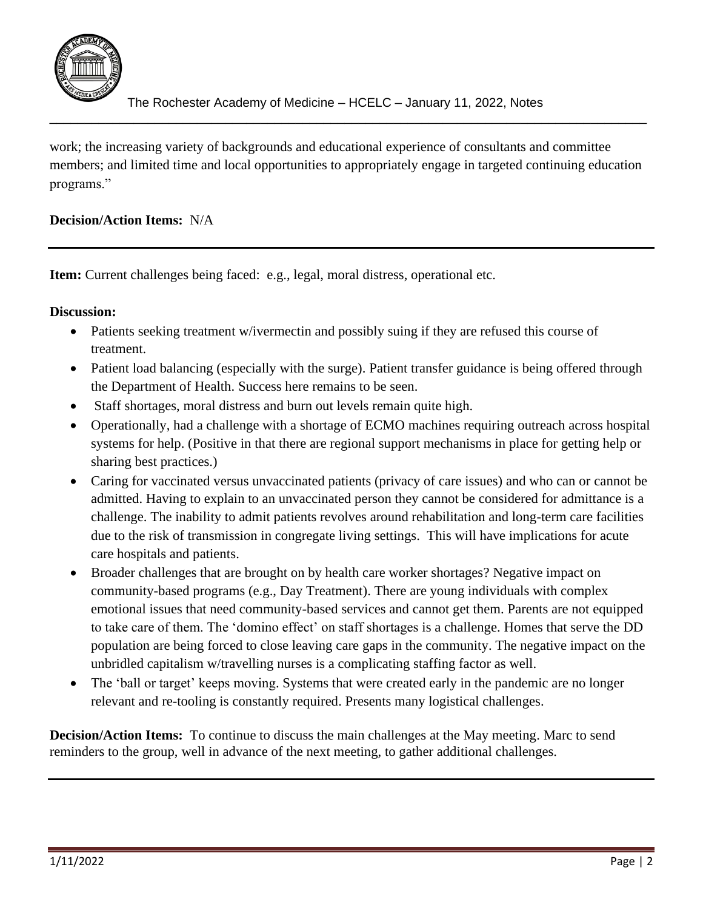work; the increasing variety of backgrounds and educational experience of consultants and committee members; and limited time and local opportunities to appropriately engage in targeted continuing education programs."

**Decision/Action Items:** N/A

---

**Item:** Current challenges being faced: e.g., legal, moral distress, operational etc.

**Discussion:**

- Patients seeking treatment w/ivermectin and possibly suing if they are refused this course of treatment.
- Patient load balancing (especially with the surge). Patient transfer guidance is being offered through the Department of Health. Success here remains to be seen.
- Staff shortages, moral distress and burn out levels remain quite high.
- Operationally, had a challenge with a shortage of ECMO machines requiring outreach across hospital systems for help. (Positive in that there are regional support mechanisms in place for getting help or sharing best practices.)
- Caring for vaccinated versus unvaccinated patients (privacy of care issues) and who can or cannot be admitted. Having to explain to an unvaccinated person they cannot be considered for admittance is a challenge. The inability to admit patients revolves around rehabilitation and long-term care facilities due to the risk of transmission in congregate living settings. This will have implications for acute care hospitals and patients.
- Broader challenges that are brought on by health care worker shortages? Negative impact on community-based programs (e.g., Day Treatment). There are young individuals with complex emotional issues that need community-based services and cannot get them. Parents are not equipped to take care of them. The 'domino effect' on staff shortages is a challenge. Homes that serve the DD population are being forced to close leaving care gaps in the community. The negative impact on the unbridled capitalism w/travelling nurses is a complicating staffing factor as well.
- The 'ball or target' keeps moving. Systems that were created early in the pandemic are no longer relevant and re-tooling is constantly required. Presents many logistical challenges.

**Decision/Action Items:** To continue to discuss the main challenges at the May meeting. Marc to send reminders to the group, well in advance of the next meeting, to gather additional challenges.

---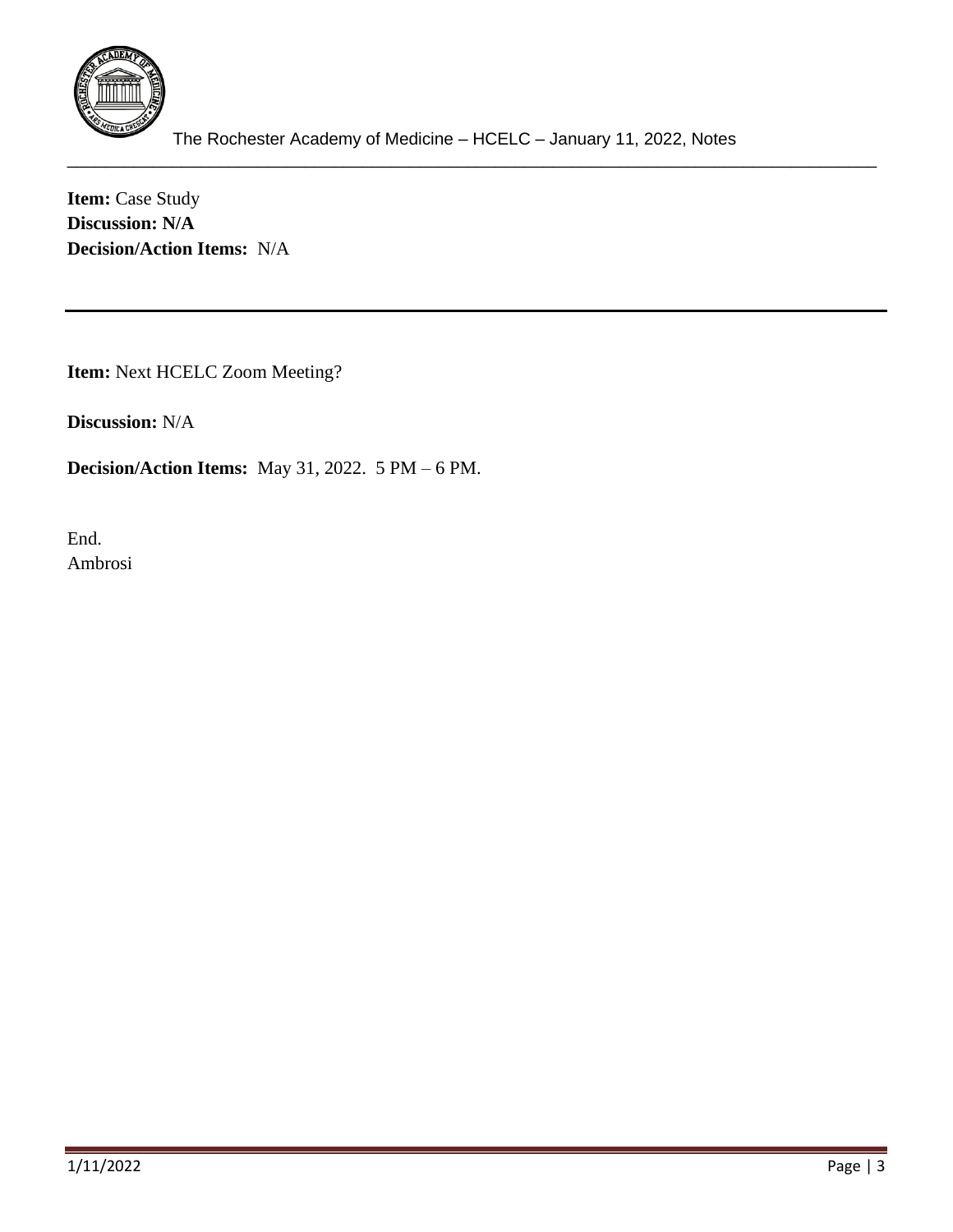**Item:** Case Study
**Discussion: N/A**
**Decision/Action Items:** N/A

---

**Item:** Next HCELC Zoom Meeting?

**Discussion:** N/A

**Decision/Action Items:** May 31, 2022. 5 PM – 6 PM.

End.
Ambrosi